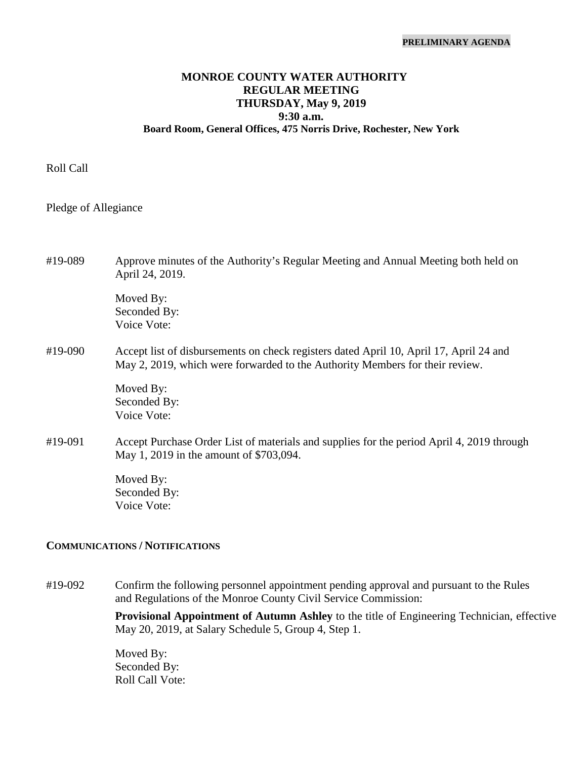**PRELIMINARY AGENDA**

# MONROE COUNTY WATER AUTHORITY
## REGULAR MEETING
## THURSDAY, May 9, 2019
## 9:30 a.m.
### Board Room, General Offices, 475 Norris Drive, Rochester, New York

Roll Call

Pledge of Allegiance

#19-089 Approve minutes of the Authority's Regular Meeting and Annual Meeting both held on April 24, 2019.

Moved By:
Seconded By:
Voice Vote:

#19-090 Accept list of disbursements on check registers dated April 10, April 17, April 24 and May 2, 2019, which were forwarded to the Authority Members for their review.

Moved By:
Seconded By:
Voice Vote:

#19-091 Accept Purchase Order List of materials and supplies for the period April 4, 2019 through May 1, 2019 in the amount of $703,094.

Moved By:
Seconded By:
Voice Vote:

**COMMUNICATIONS / NOTIFICATIONS**

#19-092 Confirm the following personnel appointment pending approval and pursuant to the Rules and Regulations of the Monroe County Civil Service Commission:

**Provisional Appointment of Autumn Ashley** to the title of Engineering Technician, effective May 20, 2019, at Salary Schedule 5, Group 4, Step 1.

Moved By:
Seconded By:
Roll Call Vote: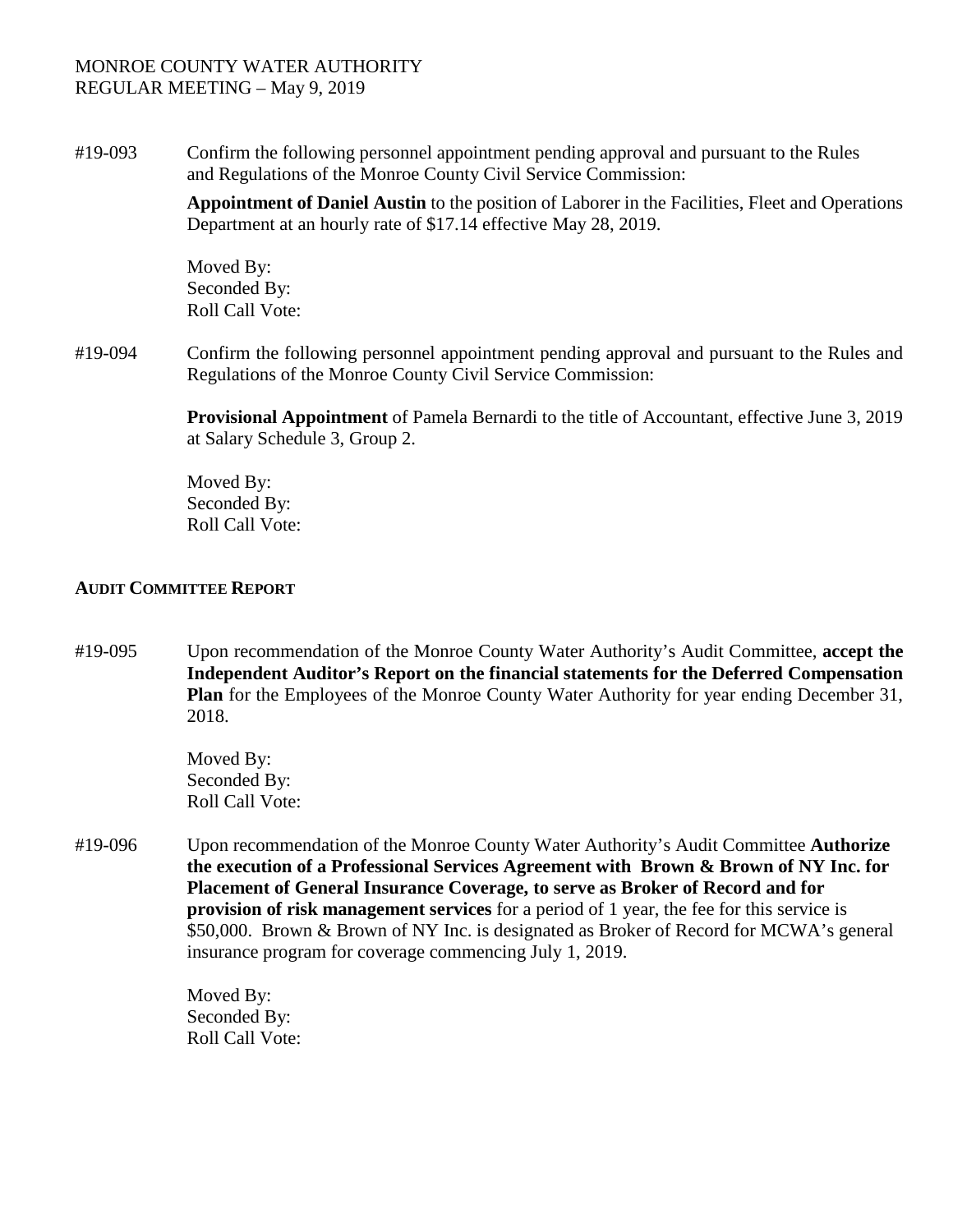#19-093 Confirm the following personnel appointment pending approval and pursuant to the Rules and Regulations of the Monroe County Civil Service Commission:

**Appointment of Daniel Austin** to the position of Laborer in the Facilities, Fleet and Operations Department at an hourly rate of $17.14 effective May 28, 2019.

Moved By:
Seconded By:
Roll Call Vote:

#19-094 Confirm the following personnel appointment pending approval and pursuant to the Rules and Regulations of the Monroe County Civil Service Commission:

**Provisional Appointment** of Pamela Bernardi to the title of Accountant, effective June 3, 2019 at Salary Schedule 3, Group 2.

Moved By:
Seconded By:
Roll Call Vote:

## AUDIT COMMITTEE REPORT

#19-095 Upon recommendation of the Monroe County Water Authority's Audit Committee, **accept the Independent Auditor's Report on the financial statements for the Deferred Compensation Plan** for the Employees of the Monroe County Water Authority for year ending December 31, 2018.

Moved By:
Seconded By:
Roll Call Vote:

#19-096 Upon recommendation of the Monroe County Water Authority's Audit Committee **Authorize the execution of a Professional Services Agreement with Brown & Brown of NY Inc. for Placement of General Insurance Coverage, to serve as Broker of Record and for provision of risk management services** for a period of 1 year, the fee for this service is $50,000. Brown & Brown of NY Inc. is designated as Broker of Record for MCWA's general insurance program for coverage commencing July 1, 2019.

Moved By:
Seconded By:
Roll Call Vote: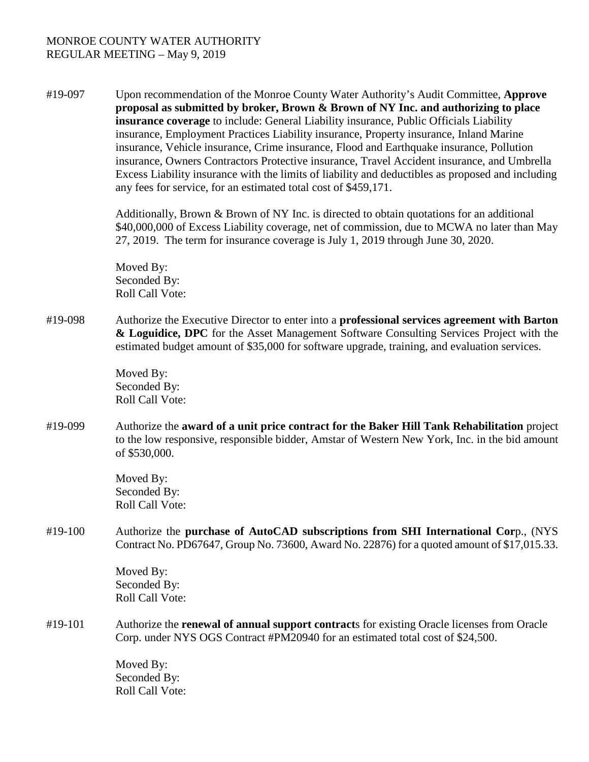MONROE COUNTY WATER AUTHORITY
REGULAR MEETING – May 9, 2019

#19-097 Upon recommendation of the Monroe County Water Authority's Audit Committee, **Approve proposal as submitted by broker, Brown & Brown of NY Inc. and authorizing to place insurance coverage** to include: General Liability insurance, Public Officials Liability insurance, Employment Practices Liability insurance, Property insurance, Inland Marine insurance, Vehicle insurance, Crime insurance, Flood and Earthquake insurance, Pollution insurance, Owners Contractors Protective insurance, Travel Accident insurance, and Umbrella Excess Liability insurance with the limits of liability and deductibles as proposed and including any fees for service, for an estimated total cost of $459,171.

Additionally, Brown & Brown of NY Inc. is directed to obtain quotations for an additional $40,000,000 of Excess Liability coverage, net of commission, due to MCWA no later than May 27, 2019. The term for insurance coverage is July 1, 2019 through June 30, 2020.

Moved By:
Seconded By:
Roll Call Vote:

#19-098 Authorize the Executive Director to enter into a **professional services agreement with Barton & Loguidice, DPC** for the Asset Management Software Consulting Services Project with the estimated budget amount of $35,000 for software upgrade, training, and evaluation services.

Moved By:
Seconded By:
Roll Call Vote:

#19-099 Authorize the **award of a unit price contract for the Baker Hill Tank Rehabilitation** project to the low responsive, responsible bidder, Amstar of Western New York, Inc. in the bid amount of $530,000.

Moved By:
Seconded By:
Roll Call Vote:

#19-100 Authorize the **purchase of AutoCAD subscriptions from SHI International Cor**p., (NYS Contract No. PD67647, Group No. 73600, Award No. 22876) for a quoted amount of $17,015.33.

Moved By:
Seconded By:
Roll Call Vote:

#19-101 Authorize the **renewal of annual support contract**s for existing Oracle licenses from Oracle Corp. under NYS OGS Contract #PM20940 for an estimated total cost of $24,500.

Moved By:
Seconded By:
Roll Call Vote: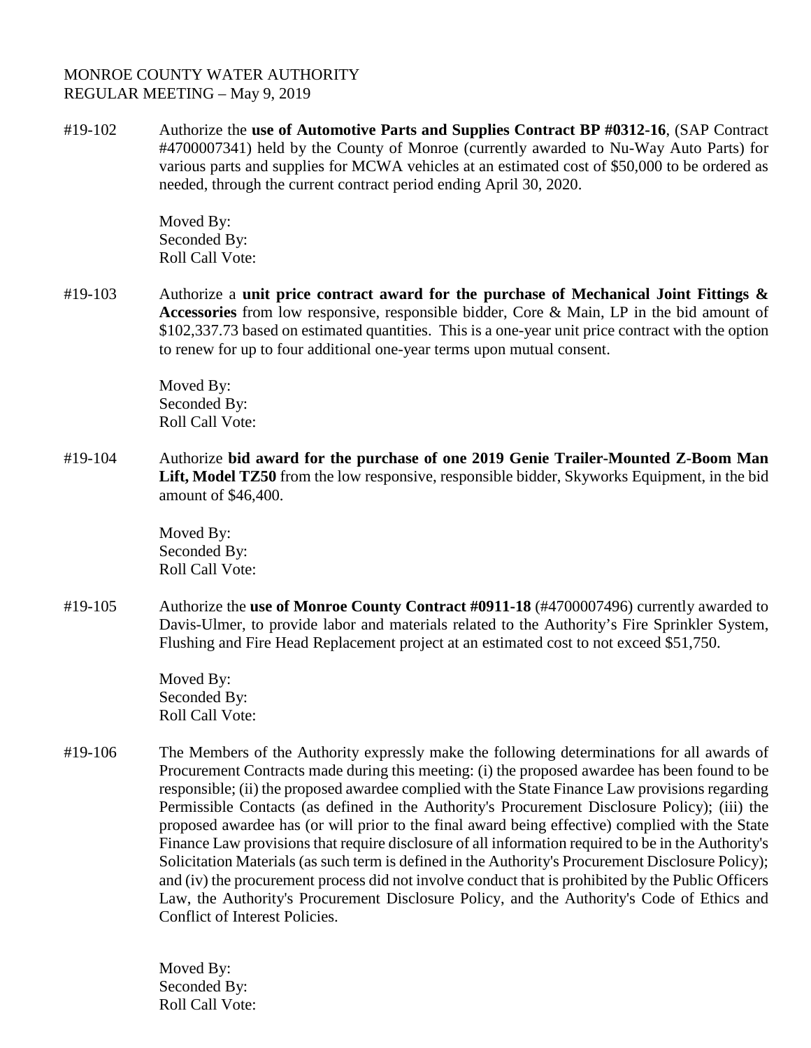MONROE COUNTY WATER AUTHORITY
REGULAR MEETING – May 9, 2019

#19-102 Authorize the **use of Automotive Parts and Supplies Contract BP #0312-16**, (SAP Contract #4700007341) held by the County of Monroe (currently awarded to Nu-Way Auto Parts) for various parts and supplies for MCWA vehicles at an estimated cost of $50,000 to be ordered as needed, through the current contract period ending April 30, 2020.

Moved By:
Seconded By:
Roll Call Vote:

#19-103 Authorize a **unit price contract award for the purchase of Mechanical Joint Fittings & Accessories** from low responsive, responsible bidder, Core & Main, LP in the bid amount of $102,337.73 based on estimated quantities. This is a one-year unit price contract with the option to renew for up to four additional one-year terms upon mutual consent.

Moved By:
Seconded By:
Roll Call Vote:

#19-104 Authorize **bid award for the purchase of one 2019 Genie Trailer-Mounted Z-Boom Man Lift, Model TZ50** from the low responsive, responsible bidder, Skyworks Equipment, in the bid amount of $46,400.

Moved By:
Seconded By:
Roll Call Vote:

#19-105 Authorize the **use of Monroe County Contract #0911-18** (#4700007496) currently awarded to Davis-Ulmer, to provide labor and materials related to the Authority's Fire Sprinkler System, Flushing and Fire Head Replacement project at an estimated cost to not exceed $51,750.

Moved By:
Seconded By:
Roll Call Vote:

#19-106 The Members of the Authority expressly make the following determinations for all awards of Procurement Contracts made during this meeting: (i) the proposed awardee has been found to be responsible; (ii) the proposed awardee complied with the State Finance Law provisions regarding Permissible Contacts (as defined in the Authority's Procurement Disclosure Policy); (iii) the proposed awardee has (or will prior to the final award being effective) complied with the State Finance Law provisions that require disclosure of all information required to be in the Authority's Solicitation Materials (as such term is defined in the Authority's Procurement Disclosure Policy); and (iv) the procurement process did not involve conduct that is prohibited by the Public Officers Law, the Authority's Procurement Disclosure Policy, and the Authority's Code of Ethics and Conflict of Interest Policies.

Moved By:
Seconded By:
Roll Call Vote: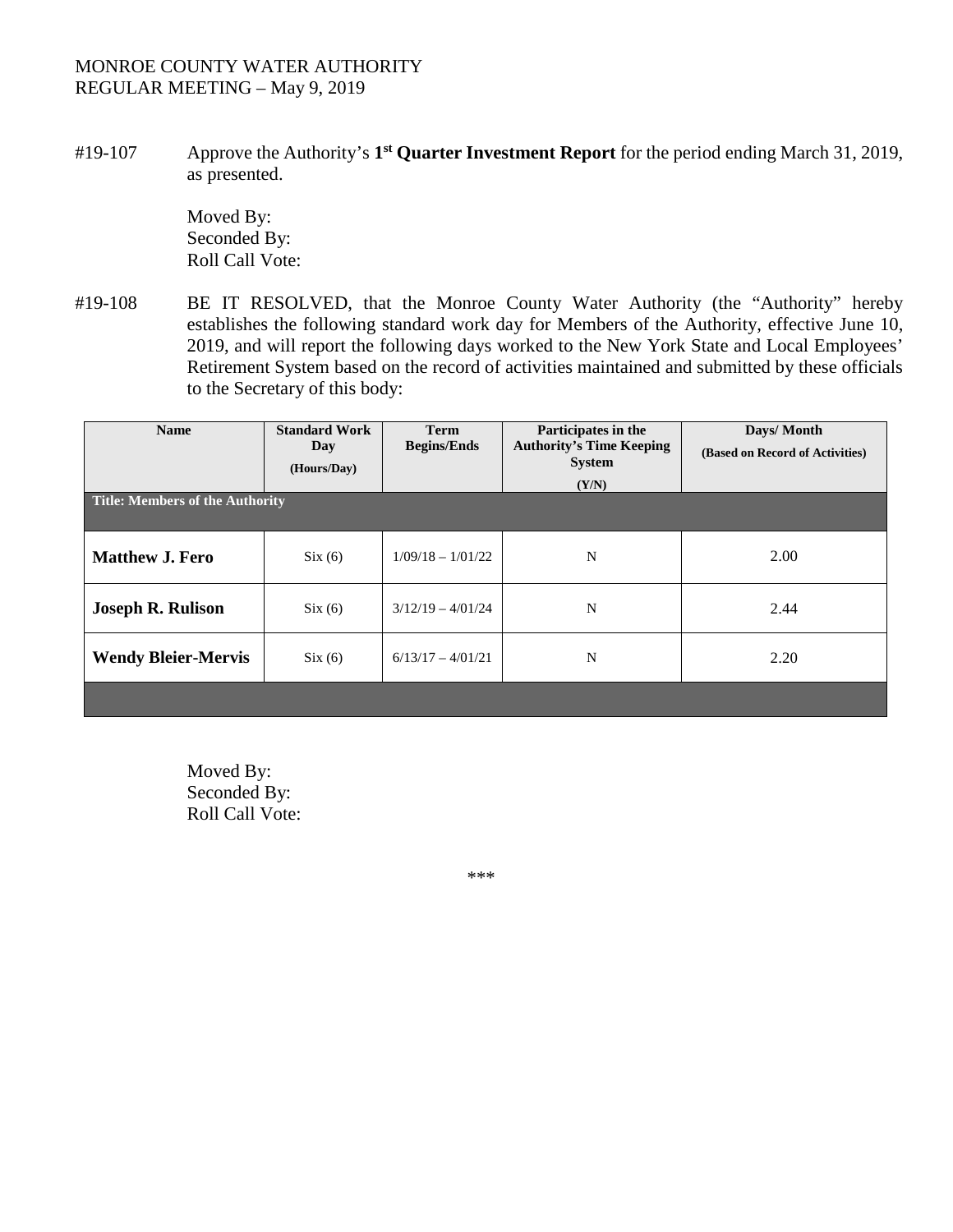MONROE COUNTY WATER AUTHORITY
REGULAR MEETING – May 9, 2019

#19-107 Approve the Authority's **1st Quarter Investment Report** for the period ending March 31, 2019, as presented.

Moved By:
Seconded By:
Roll Call Vote:

#19-108 BE IT RESOLVED, that the Monroe County Water Authority (the "Authority" hereby establishes the following standard work day for Members of the Authority, effective June 10, 2019, and will report the following days worked to the New York State and Local Employees' Retirement System based on the record of activities maintained and submitted by these officials to the Secretary of this body:

| Name | Standard Work Day (Hours/Day) | Term Begins/Ends | Participates in the Authority's Time Keeping System (Y/N) | Days/ Month (Based on Record of Activities) |
|---|---|---|---|---|
| **Title: Members of the Authority** | | | | |
| **Matthew J. Fero** | Six (6) | 1/09/18 – 1/01/22 | N | 2.00 |
| **Joseph R. Rulison** | Six (6) | 3/12/19 – 4/01/24 | N | 2.44 |
| **Wendy Bleier-Mervis** | Six (6) | 6/13/17 – 4/01/21 | N | 2.20 |

Moved By:
Seconded By:
Roll Call Vote:

***